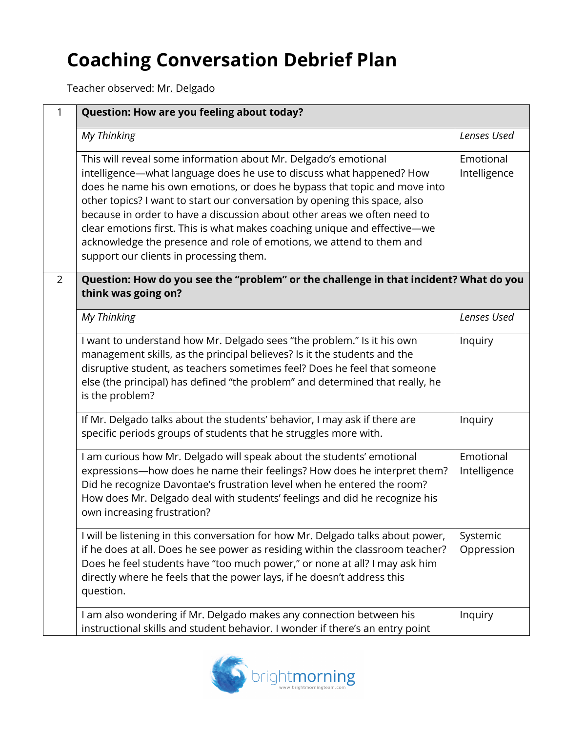# Coaching Conversation Debrief Plan

Teacher observed: Mr. Delgado

| # | | |
|---|---|---|
| 1 | **Question: How are you feeling about today?** | |
| | *My Thinking* | *Lenses Used* |
| | This will reveal some information about Mr. Delgado's emotional intelligence—what language does he use to discuss what happened? How does he name his own emotions, or does he bypass that topic and move into other topics? I want to start our conversation by opening this space, also because in order to have a discussion about other areas we often need to clear emotions first. This is what makes coaching unique and effective—we acknowledge the presence and role of emotions, we attend to them and support our clients in processing them. | Emotional Intelligence |
| 2 | **Question: How do you see the "problem" or the challenge in that incident? What do you think was going on?** | |
| | *My Thinking* | *Lenses Used* |
| | I want to understand how Mr. Delgado sees "the problem." Is it his own management skills, as the principal believes? Is it the students and the disruptive student, as teachers sometimes feel? Does he feel that someone else (the principal) has defined "the problem" and determined that really, he is the problem? | Inquiry |
| | If Mr. Delgado talks about the students' behavior, I may ask if there are specific periods groups of students that he struggles more with. | Inquiry |
| | I am curious how Mr. Delgado will speak about the students' emotional expressions—how does he name their feelings? How does he interpret them? Did he recognize Davontae's frustration level when he entered the room? How does Mr. Delgado deal with students' feelings and did he recognize his own increasing frustration? | Emotional Intelligence |
| | I will be listening in this conversation for how Mr. Delgado talks about power, if he does at all. Does he see power as residing within the classroom teacher? Does he feel students have "too much power," or none at all? I may ask him directly where he feels that the power lays, if he doesn't address this question. | Systemic Oppression |
| | I am also wondering if Mr. Delgado makes any connection between his instructional skills and student behavior. I wonder if there's an entry point | Inquiry |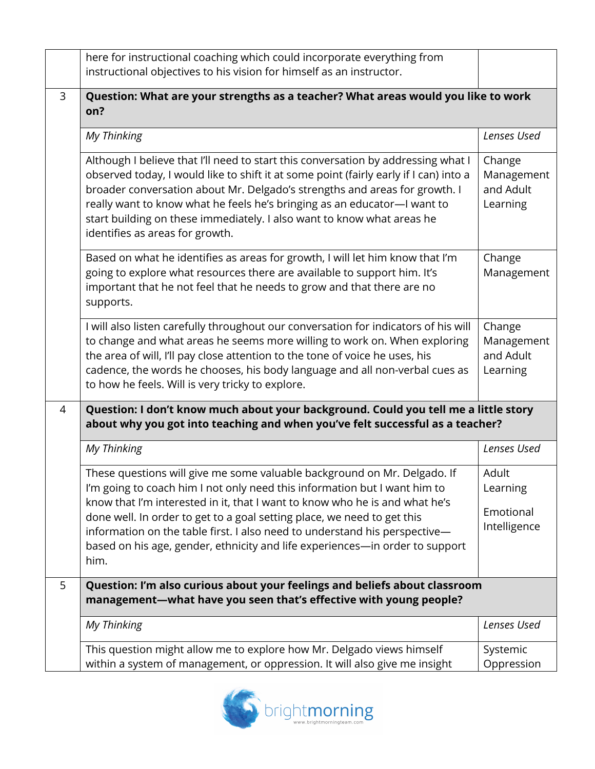| | | |
|---|---|---|
| | here for instructional coaching which could incorporate everything from instructional objectives to his vision for himself as an instructor. | |
| 3 | **Question: What are your strengths as a teacher? What areas would you like to work on?** | |
| | *My Thinking* | *Lenses Used* |
| | Although I believe that I'll need to start this conversation by addressing what I observed today, I would like to shift it at some point (fairly early if I can) into a broader conversation about Mr. Delgado's strengths and areas for growth. I really want to know what he feels he's bringing as an educator—I want to start building on these immediately. I also want to know what areas he identifies as areas for growth. | Change Management and Adult Learning |
| | Based on what he identifies as areas for growth, I will let him know that I'm going to explore what resources there are available to support him. It's important that he not feel that he needs to grow and that there are no supports. | Change Management |
| | I will also listen carefully throughout our conversation for indicators of his will to change and what areas he seems more willing to work on. When exploring the area of will, I'll pay close attention to the tone of voice he uses, his cadence, the words he chooses, his body language and all non-verbal cues as to how he feels. Will is very tricky to explore. | Change Management and Adult Learning |
| 4 | **Question: I don't know much about your background. Could you tell me a little story about why you got into teaching and when you've felt successful as a teacher?** | |
| | *My Thinking* | *Lenses Used* |
| | These questions will give me some valuable background on Mr. Delgado. If I'm going to coach him I not only need this information but I want him to know that I'm interested in it, that I want to know who he is and what he's done well. In order to get to a goal setting place, we need to get this information on the table first. I also need to understand his perspective—based on his age, gender, ethnicity and life experiences—in order to support him. | Adult Learning<br><br>Emotional Intelligence |
| 5 | **Question: I'm also curious about your feelings and beliefs about classroom management—what have you seen that's effective with young people?** | |
| | *My Thinking* | *Lenses Used* |
| | This question might allow me to explore how Mr. Delgado views himself within a system of management, or oppression. It will also give me insight | Systemic Oppression |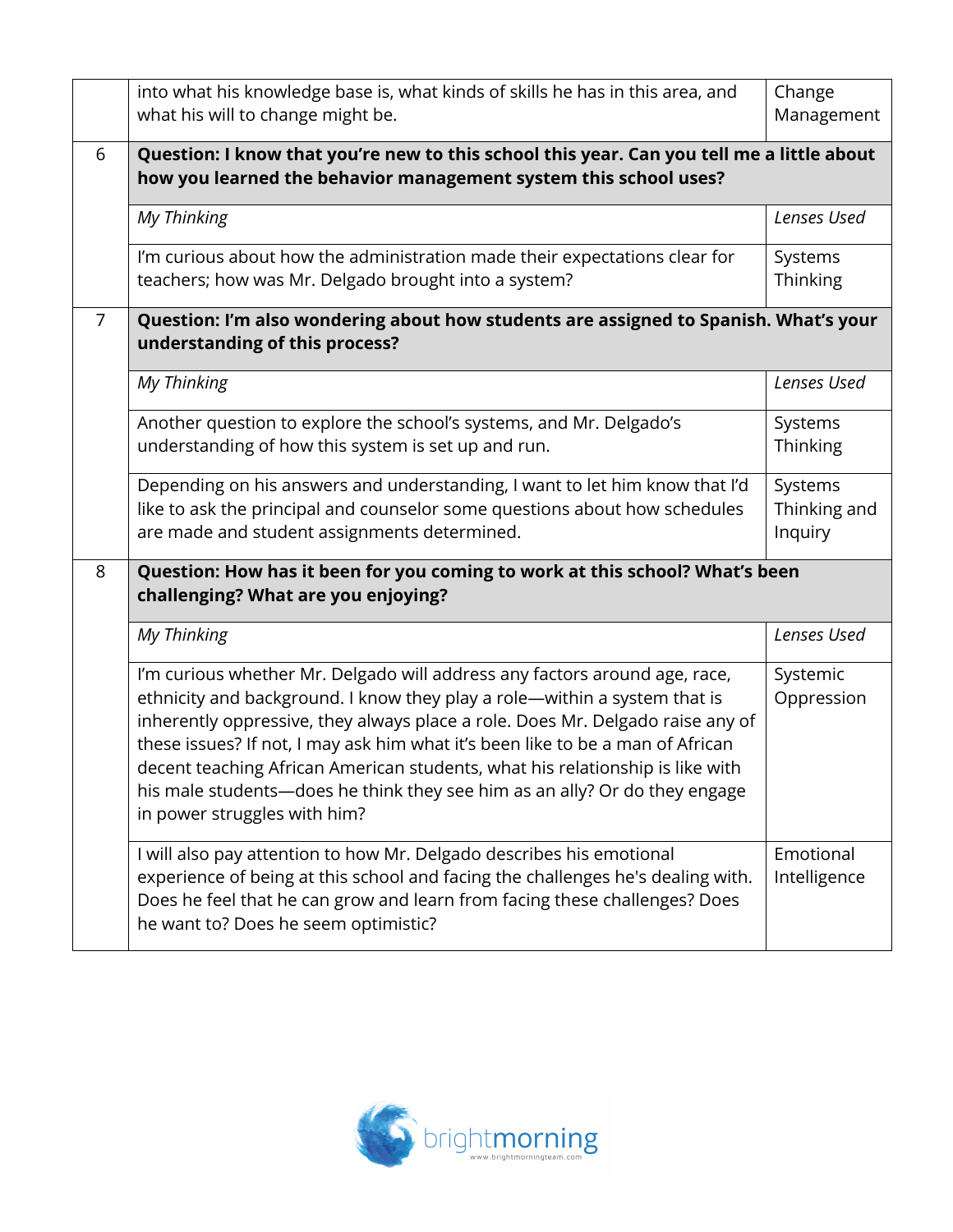| | | |
|---|---|---|
| | into what his knowledge base is, what kinds of skills he has in this area, and what his will to change might be. | Change Management |
| 6 | **Question: I know that you're new to this school this year. Can you tell me a little about how you learned the behavior management system this school uses?** | |
| | *My Thinking* | *Lenses Used* |
| | I'm curious about how the administration made their expectations clear for teachers; how was Mr. Delgado brought into a system? | Systems Thinking |
| 7 | **Question: I'm also wondering about how students are assigned to Spanish. What's your understanding of this process?** | |
| | *My Thinking* | *Lenses Used* |
| | Another question to explore the school's systems, and Mr. Delgado's understanding of how this system is set up and run. | Systems Thinking |
| | Depending on his answers and understanding, I want to let him know that I'd like to ask the principal and counselor some questions about how schedules are made and student assignments determined. | Systems Thinking and Inquiry |
| 8 | **Question: How has it been for you coming to work at this school? What's been challenging? What are you enjoying?** | |
| | *My Thinking* | *Lenses Used* |
| | I'm curious whether Mr. Delgado will address any factors around age, race, ethnicity and background. I know they play a role—within a system that is inherently oppressive, they always place a role. Does Mr. Delgado raise any of these issues? If not, I may ask him what it's been like to be a man of African decent teaching African American students, what his relationship is like with his male students—does he think they see him as an ally? Or do they engage in power struggles with him? | Systemic Oppression |
| | I will also pay attention to how Mr. Delgado describes his emotional experience of being at this school and facing the challenges he's dealing with. Does he feel that he can grow and learn from facing these challenges? Does he want to? Does he seem optimistic? | Emotional Intelligence |